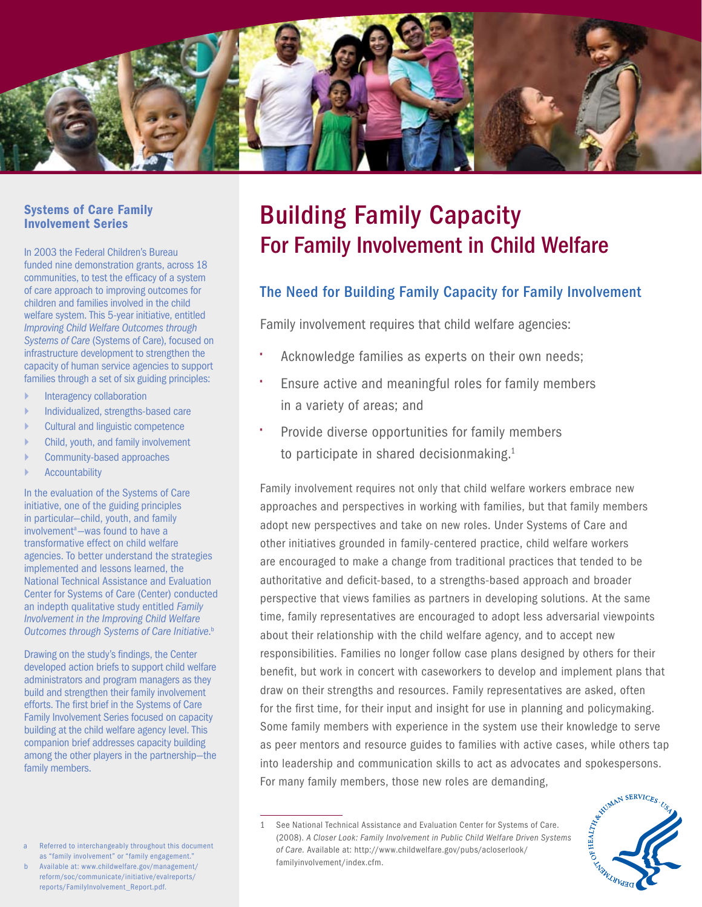# Building Family Capacity
## For Family Involvement in Child Welfare

### Systems of Care Family Involvement Series

In 2003 the Federal Children's Bureau funded nine demonstration grants, across 18 communities, to test the efficacy of a system of care approach to improving outcomes for children and families involved in the child welfare system. This 5-year initiative, entitled *Improving Child Welfare Outcomes through Systems of Care* (Systems of Care), focused on infrastructure development to strengthen the capacity of human service agencies to support families through a set of six guiding principles:

- Interagency collaboration
- Individualized, strengths-based care
- Cultural and linguistic competence
- Child, youth, and family involvement
- Community-based approaches
- Accountability

In the evaluation of the Systems of Care initiative, one of the guiding principles in particular—child, youth, and family involvement[a]—was found to have a transformative effect on child welfare agencies. To better understand the strategies implemented and lessons learned, the National Technical Assistance and Evaluation Center for Systems of Care (Center) conducted an indepth qualitative study entitled *Family Involvement in the Improving Child Welfare Outcomes through Systems of Care Initiative*.[b]

Drawing on the study's findings, the Center developed action briefs to support child welfare administrators and program managers as they build and strengthen their family involvement efforts. The first brief in the Systems of Care Family Involvement Series focused on capacity building at the child welfare agency level. This companion brief addresses capacity building among the other players in the partnership—the family members.

a Referred to interchangeably throughout this document as "family involvement" or "family engagement."

b Available at: www.childwelfare.gov/management/reform/soc/communicate/initiative/evalreports/reports/FamilyInvolvement_Report.pdf.

### The Need for Building Family Capacity for Family Involvement

Family involvement requires that child welfare agencies:

- Acknowledge families as experts on their own needs;
- Ensure active and meaningful roles for family members in a variety of areas; and
- Provide diverse opportunities for family members to participate in shared decisionmaking.[1]

Family involvement requires not only that child welfare workers embrace new approaches and perspectives in working with families, but that family members adopt new perspectives and take on new roles. Under Systems of Care and other initiatives grounded in family-centered practice, child welfare workers are encouraged to make a change from traditional practices that tended to be authoritative and deficit-based, to a strengths-based approach and broader perspective that views families as partners in developing solutions. At the same time, family representatives are encouraged to adopt less adversarial viewpoints about their relationship with the child welfare agency, and to accept new responsibilities. Families no longer follow case plans designed by others for their benefit, but work in concert with caseworkers to develop and implement plans that draw on their strengths and resources. Family representatives are asked, often for the first time, for their input and insight for use in planning and policymaking. Some family members with experience in the system use their knowledge to serve as peer mentors and resource guides to families with active cases, while others tap into leadership and communication skills to act as advocates and spokespersons. For many family members, those new roles are demanding,

1 See National Technical Assistance and Evaluation Center for Systems of Care. (2008). *A Closer Look: Family Involvement in Public Child Welfare Driven Systems of Care.* Available at: http://www.childwelfare.gov/pubs/acloserlook/familyinvolvement/index.cfm.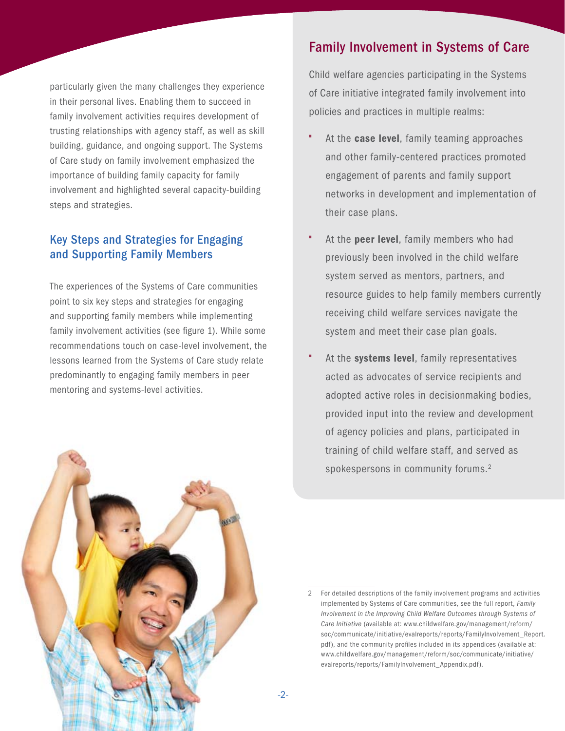particularly given the many challenges they experience in their personal lives. Enabling them to succeed in family involvement activities requires development of trusting relationships with agency staff, as well as skill building, guidance, and ongoing support. The Systems of Care study on family involvement emphasized the importance of building family capacity for family involvement and highlighted several capacity-building steps and strategies.

## Key Steps and Strategies for Engaging and Supporting Family Members

The experiences of the Systems of Care communities point to six key steps and strategies for engaging and supporting family members while implementing family involvement activities (see figure 1). While some recommendations touch on case-level involvement, the lessons learned from the Systems of Care study relate predominantly to engaging family members in peer mentoring and systems-level activities.

## Family Involvement in Systems of Care

Child welfare agencies participating in the Systems of Care initiative integrated family involvement into policies and practices in multiple realms:

- At the **case level**, family teaming approaches and other family-centered practices promoted engagement of parents and family support networks in development and implementation of their case plans.
- At the **peer level**, family members who had previously been involved in the child welfare system served as mentors, partners, and resource guides to help family members currently receiving child welfare services navigate the system and meet their case plan goals.
- At the **systems level**, family representatives acted as advocates of service recipients and adopted active roles in decisionmaking bodies, provided input into the review and development of agency policies and plans, participated in training of child welfare staff, and served as spokespersons in community forums.[2]

---

2 For detailed descriptions of the family involvement programs and activities implemented by Systems of Care communities, see the full report, *Family Involvement in the Improving Child Welfare Outcomes through Systems of Care Initiative* (available at: www.childwelfare.gov/management/reform/soc/communicate/initiative/evalreports/reports/FamilyInvolvement_Report.pdf), and the community profiles included in its appendices (available at: www.childwelfare.gov/management/reform/soc/communicate/initiative/evalreports/reports/FamilyInvolvement_Appendix.pdf).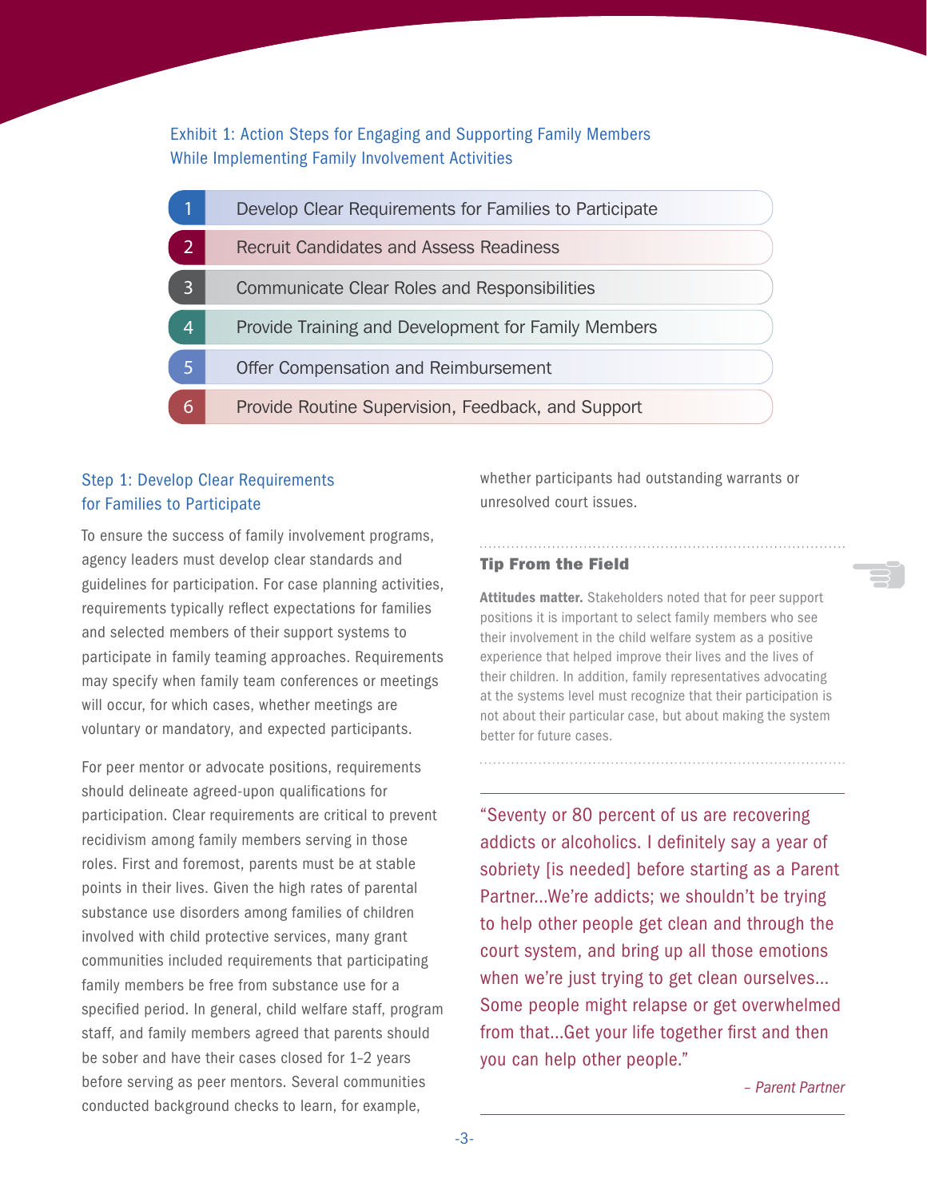Exhibit 1: Action Steps for Engaging and Supporting Family Members While Implementing Family Involvement Activities

| | |
|---|---|
| 1 | Develop Clear Requirements for Families to Participate |
| 2 | Recruit Candidates and Assess Readiness |
| 3 | Communicate Clear Roles and Responsibilities |
| 4 | Provide Training and Development for Family Members |
| 5 | Offer Compensation and Reimbursement |
| 6 | Provide Routine Supervision, Feedback, and Support |

## Step 1: Develop Clear Requirements for Families to Participate

To ensure the success of family involvement programs, agency leaders must develop clear standards and guidelines for participation. For case planning activities, requirements typically reflect expectations for families and selected members of their support systems to participate in family teaming approaches. Requirements may specify when family team conferences or meetings will occur, for which cases, whether meetings are voluntary or mandatory, and expected participants.

For peer mentor or advocate positions, requirements should delineate agreed-upon qualifications for participation. Clear requirements are critical to prevent recidivism among family members serving in those roles. First and foremost, parents must be at stable points in their lives. Given the high rates of parental substance use disorders among families of children involved with child protective services, many grant communities included requirements that participating family members be free from substance use for a specified period. In general, child welfare staff, program staff, and family members agreed that parents should be sober and have their cases closed for 1–2 years before serving as peer mentors. Several communities conducted background checks to learn, for example, whether participants had outstanding warrants or unresolved court issues.

---

**Tip From the Field**

**Attitudes matter.** Stakeholders noted that for peer support positions it is important to select family members who see their involvement in the child welfare system as a positive experience that helped improve their lives and the lives of their children. In addition, family representatives advocating at the systems level must recognize that their participation is not about their particular case, but about making the system better for future cases.

---

"Seventy or 80 percent of us are recovering addicts or alcoholics. I definitely say a year of sobriety [is needed] before starting as a Parent Partner...We're addicts; we shouldn't be trying to help other people get clean and through the court system, and bring up all those emotions when we're just trying to get clean ourselves... Some people might relapse or get overwhelmed from that...Get your life together first and then you can help other people."

*– Parent Partner*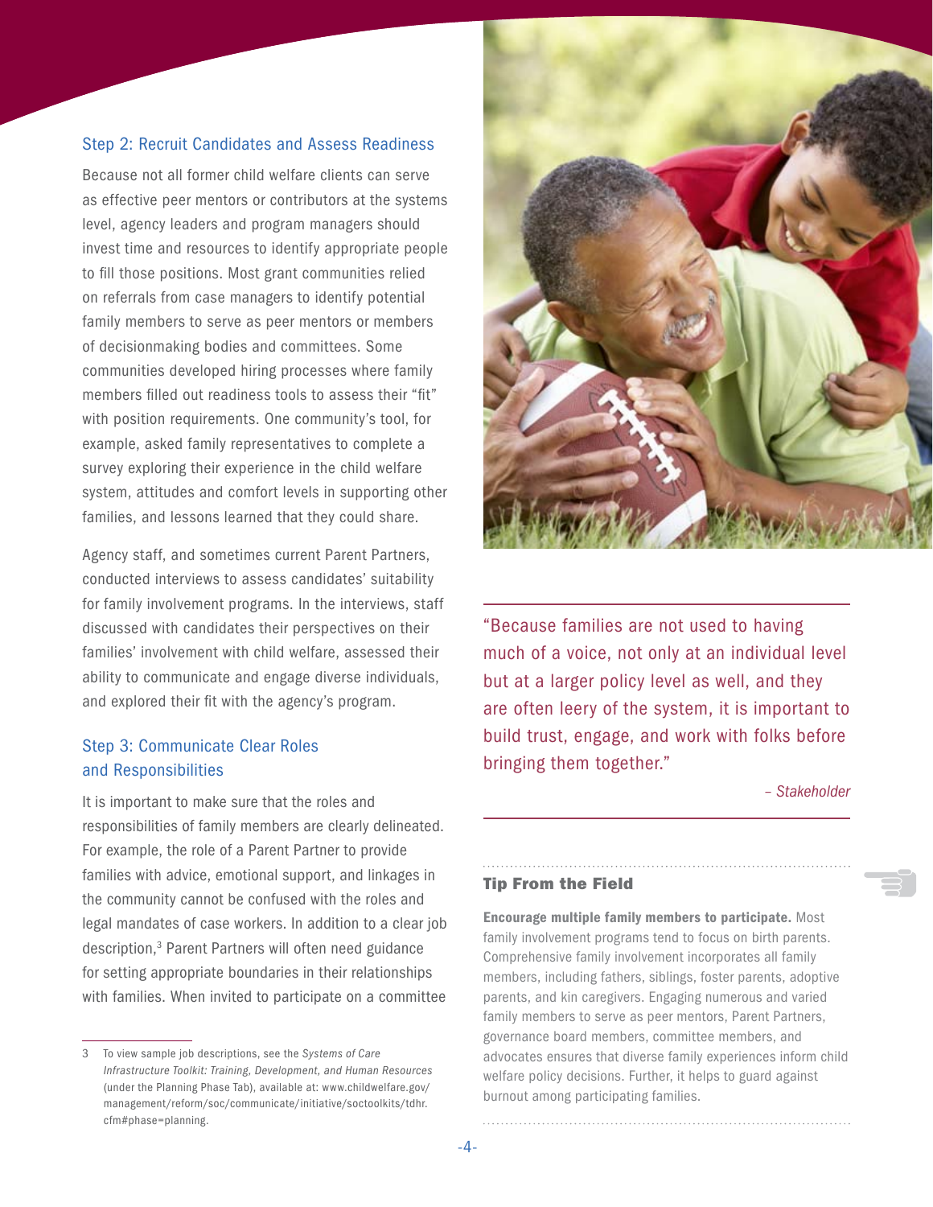### Step 2: Recruit Candidates and Assess Readiness

Because not all former child welfare clients can serve as effective peer mentors or contributors at the systems level, agency leaders and program managers should invest time and resources to identify appropriate people to fill those positions. Most grant communities relied on referrals from case managers to identify potential family members to serve as peer mentors or members of decisionmaking bodies and committees. Some communities developed hiring processes where family members filled out readiness tools to assess their "fit" with position requirements. One community's tool, for example, asked family representatives to complete a survey exploring their experience in the child welfare system, attitudes and comfort levels in supporting other families, and lessons learned that they could share.

Agency staff, and sometimes current Parent Partners, conducted interviews to assess candidates' suitability for family involvement programs. In the interviews, staff discussed with candidates their perspectives on their families' involvement with child welfare, assessed their ability to communicate and engage diverse individuals, and explored their fit with the agency's program.

### Step 3: Communicate Clear Roles and Responsibilities

It is important to make sure that the roles and responsibilities of family members are clearly delineated. For example, the role of a Parent Partner to provide families with advice, emotional support, and linkages in the community cannot be confused with the roles and legal mandates of case workers. In addition to a clear job description,[3] Parent Partners will often need guidance for setting appropriate boundaries in their relationships with families. When invited to participate on a committee

> "Because families are not used to having much of a voice, not only at an individual level but at a larger policy level as well, and they are often leery of the system, it is important to build trust, engage, and work with folks before bringing them together."
>
> *– Stakeholder*

**Tip From the Field**

**Encourage multiple family members to participate.** Most family involvement programs tend to focus on birth parents. Comprehensive family involvement incorporates all family members, including fathers, siblings, foster parents, adoptive parents, and kin caregivers. Engaging numerous and varied family members to serve as peer mentors, Parent Partners, governance board members, committee members, and advocates ensures that diverse family experiences inform child welfare policy decisions. Further, it helps to guard against burnout among participating families.

---

3 To view sample job descriptions, see the *Systems of Care Infrastructure Toolkit: Training, Development, and Human Resources* (under the Planning Phase Tab), available at: www.childwelfare.gov/management/reform/soc/communicate/initiative/soctoolkits/tdhr.cfm#phase=planning.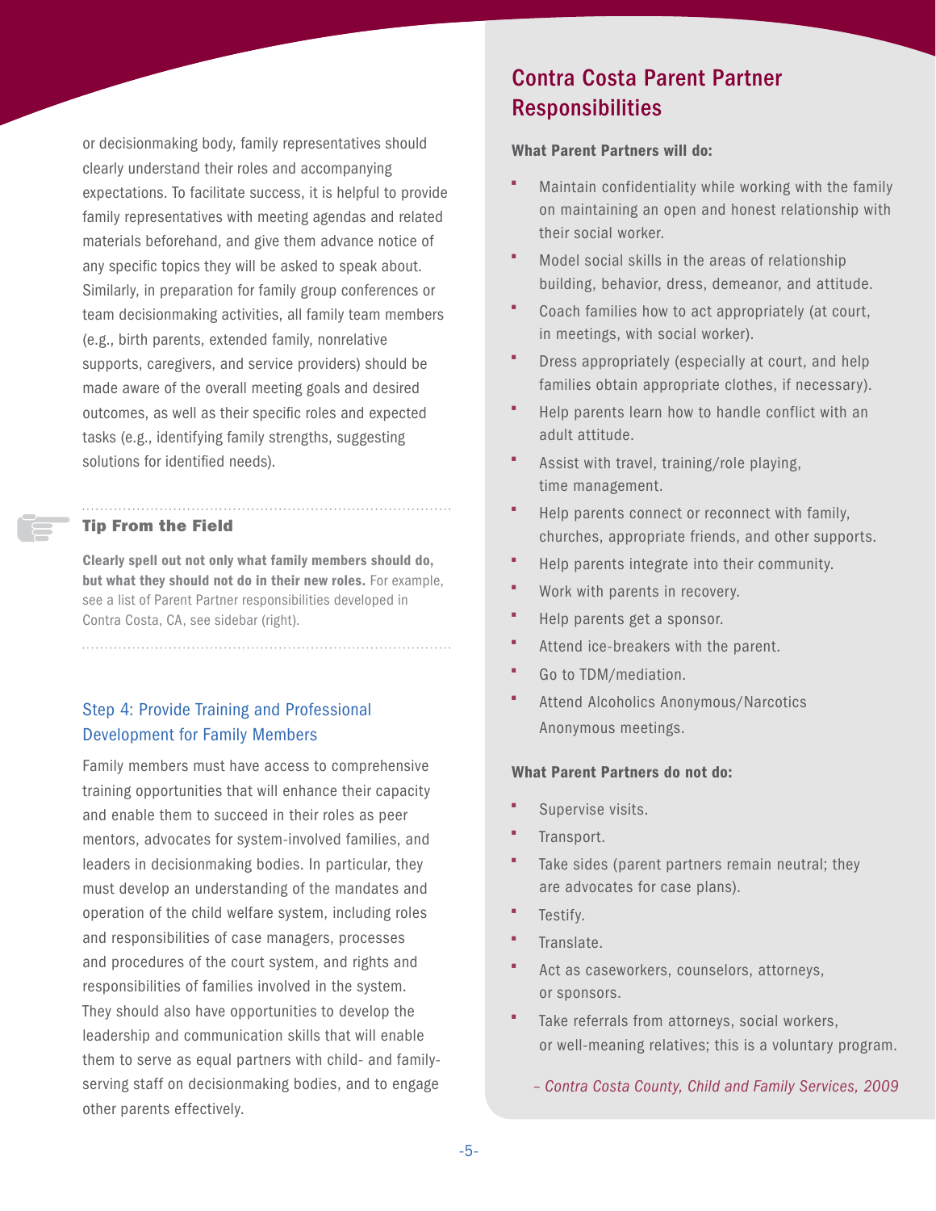or decisionmaking body, family representatives should clearly understand their roles and accompanying expectations. To facilitate success, it is helpful to provide family representatives with meeting agendas and related materials beforehand, and give them advance notice of any specific topics they will be asked to speak about. Similarly, in preparation for family group conferences or team decisionmaking activities, all family team members (e.g., birth parents, extended family, nonrelative supports, caregivers, and service providers) should be made aware of the overall meeting goals and desired outcomes, as well as their specific roles and expected tasks (e.g., identifying family strengths, suggesting solutions for identified needs).

**Tip From the Field**

**Clearly spell out not only what family members should do, but what they should not do in their new roles.** For example, see a list of Parent Partner responsibilities developed in Contra Costa, CA, see sidebar (right).

### Step 4: Provide Training and Professional Development for Family Members

Family members must have access to comprehensive training opportunities that will enhance their capacity and enable them to succeed in their roles as peer mentors, advocates for system-involved families, and leaders in decisionmaking bodies. In particular, they must develop an understanding of the mandates and operation of the child welfare system, including roles and responsibilities of case managers, processes and procedures of the court system, and rights and responsibilities of families involved in the system. They should also have opportunities to develop the leadership and communication skills that will enable them to serve as equal partners with child- and family-serving staff on decisionmaking bodies, and to engage other parents effectively.

## Contra Costa Parent Partner Responsibilities

**What Parent Partners will do:**

- Maintain confidentiality while working with the family on maintaining an open and honest relationship with their social worker.
- Model social skills in the areas of relationship building, behavior, dress, demeanor, and attitude.
- Coach families how to act appropriately (at court, in meetings, with social worker).
- Dress appropriately (especially at court, and help families obtain appropriate clothes, if necessary).
- Help parents learn how to handle conflict with an adult attitude.
- Assist with travel, training/role playing, time management.
- Help parents connect or reconnect with family, churches, appropriate friends, and other supports.
- Help parents integrate into their community.
- Work with parents in recovery.
- Help parents get a sponsor.
- Attend ice-breakers with the parent.
- Go to TDM/mediation.
- Attend Alcoholics Anonymous/Narcotics Anonymous meetings.

**What Parent Partners do not do:**

- Supervise visits.
- Transport.
- Take sides (parent partners remain neutral; they are advocates for case plans).
- Testify.
- Translate.
- Act as caseworkers, counselors, attorneys, or sponsors.
- Take referrals from attorneys, social workers, or well-meaning relatives; this is a voluntary program.

*– Contra Costa County, Child and Family Services, 2009*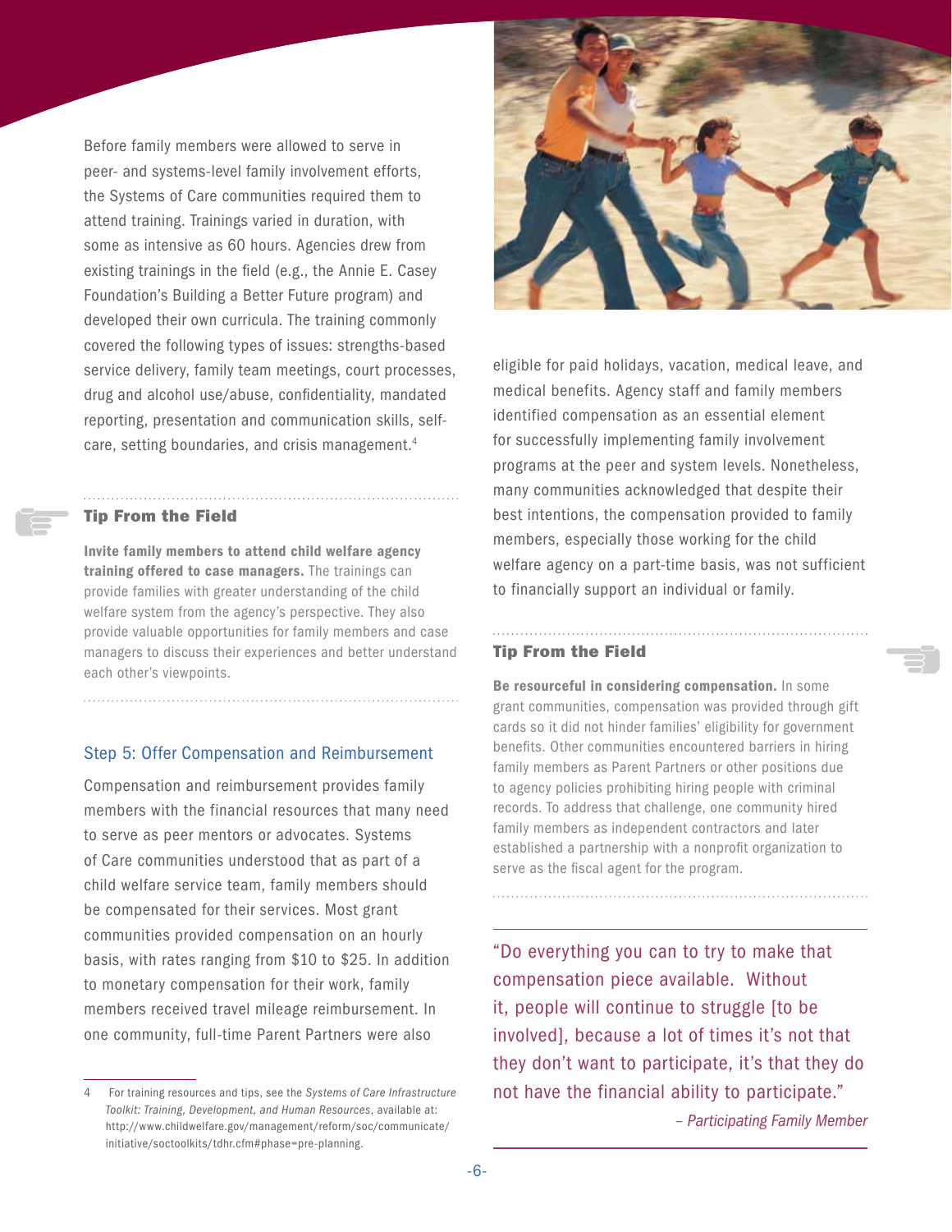Before family members were allowed to serve in peer- and systems-level family involvement efforts, the Systems of Care communities required them to attend training. Trainings varied in duration, with some as intensive as 60 hours. Agencies drew from existing trainings in the field (e.g., the Annie E. Casey Foundation's Building a Better Future program) and developed their own curricula. The training commonly covered the following types of issues: strengths-based service delivery, family team meetings, court processes, drug and alcohol use/abuse, confidentiality, mandated reporting, presentation and communication skills, self-care, setting boundaries, and crisis management.[4]

### Tip From the Field

**Invite family members to attend child welfare agency training offered to case managers.** The trainings can provide families with greater understanding of the child welfare system from the agency's perspective. They also provide valuable opportunities for family members and case managers to discuss their experiences and better understand each other's viewpoints.

## Step 5: Offer Compensation and Reimbursement

Compensation and reimbursement provides family members with the financial resources that many need to serve as peer mentors or advocates. Systems of Care communities understood that as part of a child welfare service team, family members should be compensated for their services. Most grant communities provided compensation on an hourly basis, with rates ranging from $10 to $25. In addition to monetary compensation for their work, family members received travel mileage reimbursement. In one community, full-time Parent Partners were also eligible for paid holidays, vacation, medical leave, and medical benefits. Agency staff and family members identified compensation as an essential element for successfully implementing family involvement programs at the peer and system levels. Nonetheless, many communities acknowledged that despite their best intentions, the compensation provided to family members, especially those working for the child welfare agency on a part-time basis, was not sufficient to financially support an individual or family.

### Tip From the Field

**Be resourceful in considering compensation.** In some grant communities, compensation was provided through gift cards so it did not hinder families' eligibility for government benefits. Other communities encountered barriers in hiring family members as Parent Partners or other positions due to agency policies prohibiting hiring people with criminal records. To address that challenge, one community hired family members as independent contractors and later established a partnership with a nonprofit organization to serve as the fiscal agent for the program.

> "Do everything you can to try to make that compensation piece available. Without it, people will continue to struggle [to be involved], because a lot of times it's not that they don't want to participate, it's that they do not have the financial ability to participate."
>
> – *Participating Family Member*

---

4 For training resources and tips, see the *Systems of Care Infrastructure Toolkit: Training, Development, and Human Resources*, available at: http://www.childwelfare.gov/management/reform/soc/communicate/initiative/soctoolkits/tdhr.cfm#phase=pre-planning.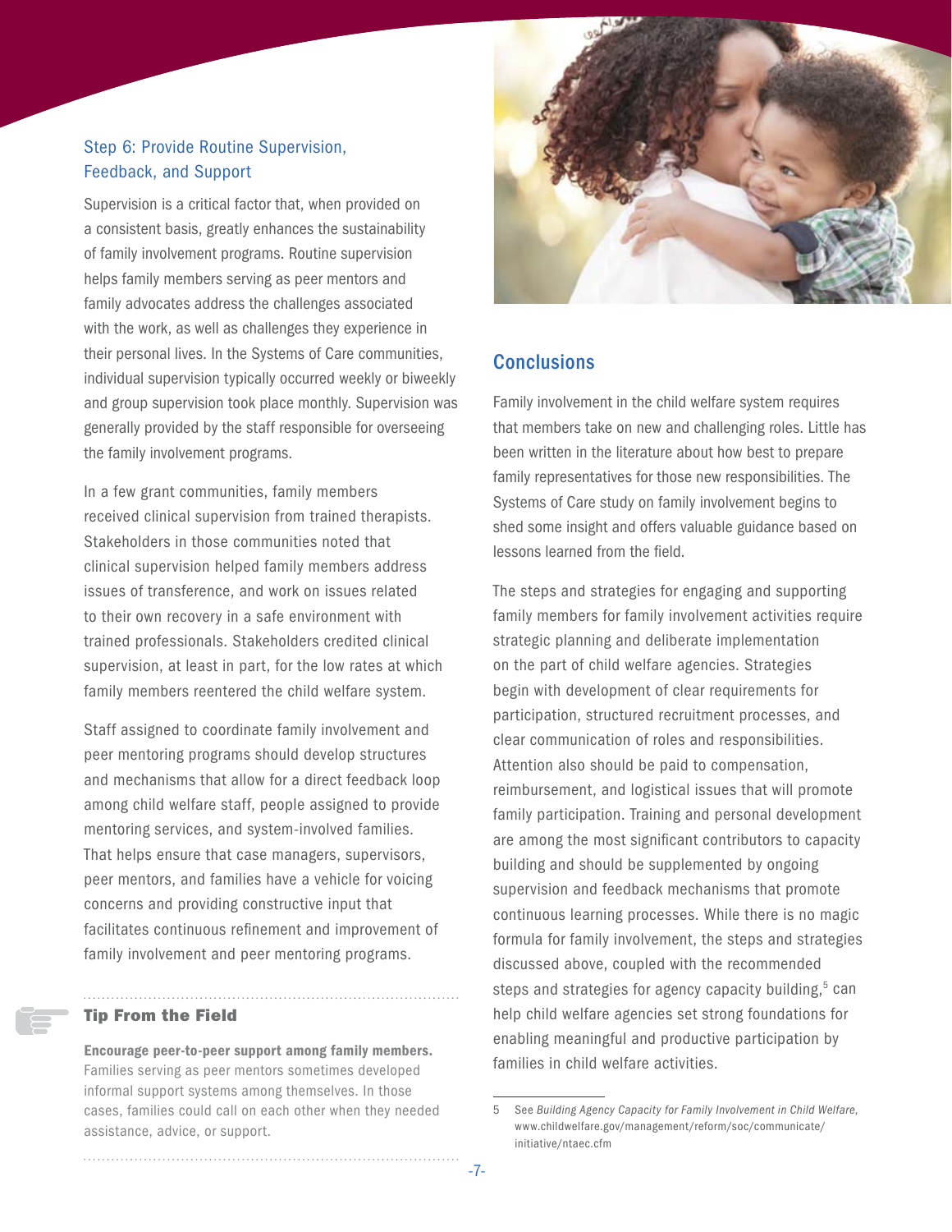### Step 6: Provide Routine Supervision, Feedback, and Support

Supervision is a critical factor that, when provided on a consistent basis, greatly enhances the sustainability of family involvement programs. Routine supervision helps family members serving as peer mentors and family advocates address the challenges associated with the work, as well as challenges they experience in their personal lives. In the Systems of Care communities, individual supervision typically occurred weekly or biweekly and group supervision took place monthly. Supervision was generally provided by the staff responsible for overseeing the family involvement programs.

In a few grant communities, family members received clinical supervision from trained therapists. Stakeholders in those communities noted that clinical supervision helped family members address issues of transference, and work on issues related to their own recovery in a safe environment with trained professionals. Stakeholders credited clinical supervision, at least in part, for the low rates at which family members reentered the child welfare system.

Staff assigned to coordinate family involvement and peer mentoring programs should develop structures and mechanisms that allow for a direct feedback loop among child welfare staff, people assigned to provide mentoring services, and system-involved families. That helps ensure that case managers, supervisors, peer mentors, and families have a vehicle for voicing concerns and providing constructive input that facilitates continuous refinement and improvement of family involvement and peer mentoring programs.

**Tip From the Field**

**Encourage peer-to-peer support among family members.** Families serving as peer mentors sometimes developed informal support systems among themselves. In those cases, families could call on each other when they needed assistance, advice, or support.

## Conclusions

Family involvement in the child welfare system requires that members take on new and challenging roles. Little has been written in the literature about how best to prepare family representatives for those new responsibilities. The Systems of Care study on family involvement begins to shed some insight and offers valuable guidance based on lessons learned from the field.

The steps and strategies for engaging and supporting family members for family involvement activities require strategic planning and deliberate implementation on the part of child welfare agencies. Strategies begin with development of clear requirements for participation, structured recruitment processes, and clear communication of roles and responsibilities. Attention also should be paid to compensation, reimbursement, and logistical issues that will promote family participation. Training and personal development are among the most significant contributors to capacity building and should be supplemented by ongoing supervision and feedback mechanisms that promote continuous learning processes. While there is no magic formula for family involvement, the steps and strategies discussed above, coupled with the recommended steps and strategies for agency capacity building,[5] can help child welfare agencies set strong foundations for enabling meaningful and productive participation by families in child welfare activities.

---

5 See *Building Agency Capacity for Family Involvement in Child Welfare,* www.childwelfare.gov/management/reform/soc/communicate/initiative/ntaec.cfm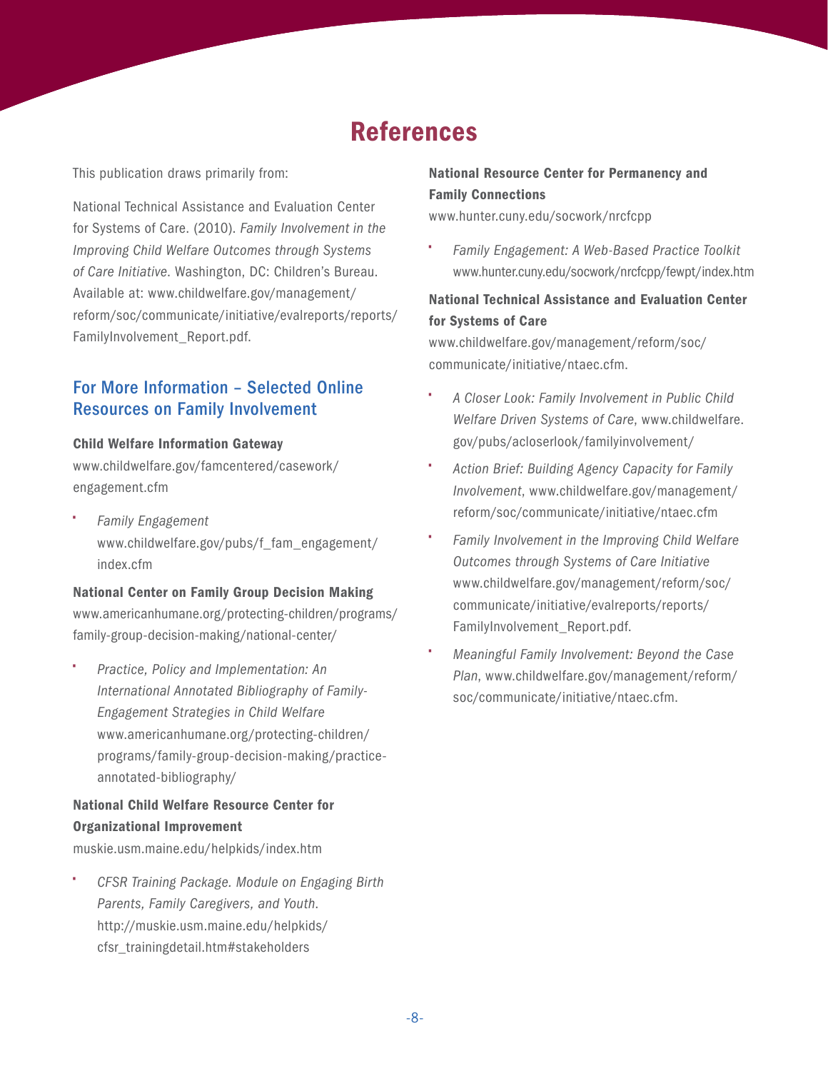# References

This publication draws primarily from:

National Technical Assistance and Evaluation Center for Systems of Care. (2010). *Family Involvement in the Improving Child Welfare Outcomes through Systems of Care Initiative*. Washington, DC: Children's Bureau. Available at: www.childwelfare.gov/management/reform/soc/communicate/initiative/evalreports/reports/FamilyInvolvement_Report.pdf.

## For More Information – Selected Online Resources on Family Involvement

**Child Welfare Information Gateway**
www.childwelfare.gov/famcentered/casework/engagement.cfm

- *Family Engagement*
  www.childwelfare.gov/pubs/f_fam_engagement/index.cfm

**National Center on Family Group Decision Making**
www.americanhumane.org/protecting-children/programs/family-group-decision-making/national-center/

- *Practice, Policy and Implementation: An International Annotated Bibliography of Family-Engagement Strategies in Child Welfare*
  www.americanhumane.org/protecting-children/programs/family-group-decision-making/practice-annotated-bibliography/

**National Child Welfare Resource Center for Organizational Improvement**
muskie.usm.maine.edu/helpkids/index.htm

- *CFSR Training Package. Module on Engaging Birth Parents, Family Caregivers, and Youth.*
  http://muskie.usm.maine.edu/helpkids/cfsr_trainingdetail.htm#stakeholders

**National Resource Center for Permanency and Family Connections**
www.hunter.cuny.edu/socwork/nrcfcpp

- *Family Engagement: A Web-Based Practice Toolkit*
  www.hunter.cuny.edu/socwork/nrcfcpp/fewpt/index.htm

**National Technical Assistance and Evaluation Center for Systems of Care**
www.childwelfare.gov/management/reform/soc/communicate/initiative/ntaec.cfm.

- *A Closer Look: Family Involvement in Public Child Welfare Driven Systems of Care*, www.childwelfare.gov/pubs/acloserlook/familyinvolvement/
- *Action Brief: Building Agency Capacity for Family Involvement*, www.childwelfare.gov/management/reform/soc/communicate/initiative/ntaec.cfm
- *Family Involvement in the Improving Child Welfare Outcomes through Systems of Care Initiative*
  www.childwelfare.gov/management/reform/soc/communicate/initiative/evalreports/reports/FamilyInvolvement_Report.pdf.
- *Meaningful Family Involvement: Beyond the Case Plan*, www.childwelfare.gov/management/reform/soc/communicate/initiative/ntaec.cfm.